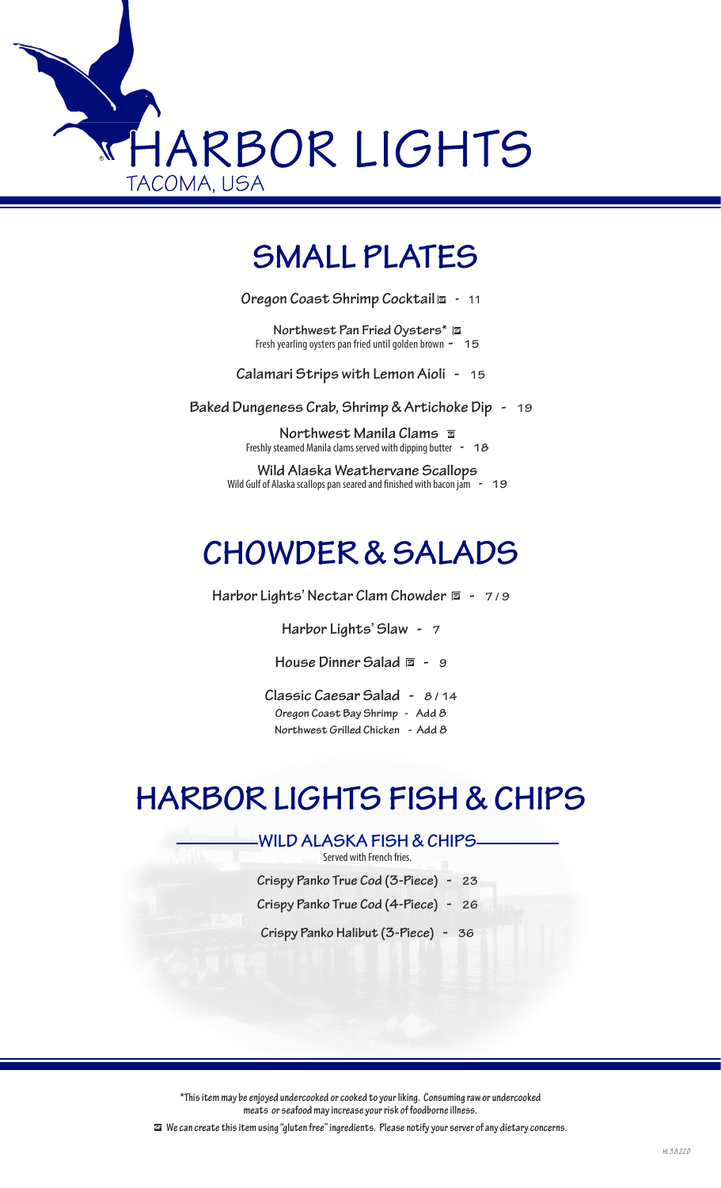# HARBOR LIGHTS

TACOMA, USA

## SMALL PLATES

**Oregon Coast Shrimp Cocktail** GF - 11

**Northwest Pan Fried Oysters*** GF
Fresh yearling oysters pan fried until golden brown - 15

**Calamari Strips with Lemon Aioli** - 15

**Baked Dungeness Crab, Shrimp & Artichoke Dip** - 19

**Northwest Manila Clams** GF
Freshly steamed Manila clams served with dipping butter - 18

**Wild Alaska Weathervane Scallops**
Wild Gulf of Alaska scallops pan seared and finished with bacon jam - 19

## CHOWDER & SALADS

**Harbor Lights' Nectar Clam Chowder** GF - 7 / 9

**Harbor Lights' Slaw** - 7

**House Dinner Salad** GF - 9

**Classic Caesar Salad** - 8 / 14
Oregon Coast Bay Shrimp - Add 8
Northwest Grilled Chicken - Add 8

## HARBOR LIGHTS FISH & CHIPS

### WILD ALASKA FISH & CHIPS

Served with French fries.

**Crispy Panko True Cod (3-Piece)** - 23

**Crispy Panko True Cod (4-Piece)** - 26

**Crispy Panko Halibut (3-Piece)** - 36

*This item may be enjoyed undercooked or cooked to your liking. Consuming raw or undercooked meats or seafood may increase your risk of foodborne illness.

GF We can create this item using "gluten free" ingredients. Please notify your server of any dietary concerns.

HL 3.8.22 D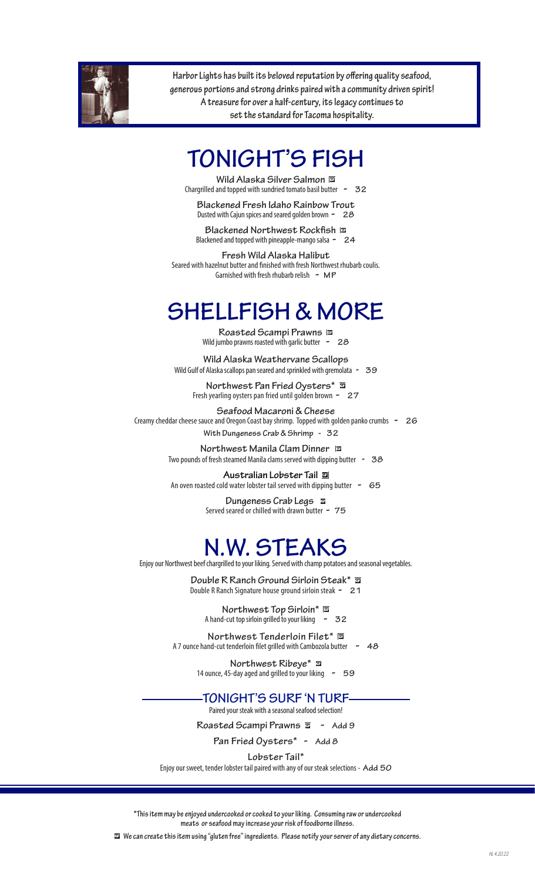Harbor Lights has built its beloved reputation by offering quality seafood, generous portions and strong drinks paired with a community driven spirit! A treasure for over a half-century, its legacy continues to set the standard for Tacoma hospitality.

# TONIGHT'S FISH

**Wild Alaska Silver Salmon** GF
Chargrilled and topped with sundried tomato basil butter - 32

**Blackened Fresh Idaho Rainbow Trout**
Dusted with Cajun spices and seared golden brown - 28

**Blackened Northwest Rockfish** GF
Blackened and topped with pineapple-mango salsa - 24

**Fresh Wild Alaska Halibut**
Seared with hazelnut butter and finished with fresh Northwest rhubarb coulis. Garnished with fresh rhubarb relish - MP

# SHELLFISH & MORE

**Roasted Scampi Prawns** GF
Wild jumbo prawns roasted with garlic butter - 28

**Wild Alaska Weathervane Scallops**
Wild Gulf of Alaska scallops pan seared and sprinkled with gremolata - 39

**Northwest Pan Fried Oysters*** GF
Fresh yearling oysters pan fried until golden brown - 27

**Seafood Macaroni & Cheese**
Creamy cheddar cheese sauce and Oregon Coast bay shrimp. Topped with golden panko crumbs - 26
With Dungeness Crab & Shrimp - 32

**Northwest Manila Clam Dinner** GF
Two pounds of fresh steamed Manila clams served with dipping butter - 38

**Australian Lobster Tail** GF
An oven roasted cold water lobster tail served with dipping butter - 65

**Dungeness Crab Legs** GF
Served seared or chilled with drawn butter - 75

# N.W. STEAKS

Enjoy our Northwest beef chargrilled to your liking. Served with champ potatoes and seasonal vegetables.

**Double R Ranch Ground Sirloin Steak*** GF
Double R Ranch Signature house ground sirloin steak - 21

**Northwest Top Sirloin*** GF
A hand-cut top sirloin grilled to your liking - 32

**Northwest Tenderloin Filet*** GF
A 7 ounce hand-cut tenderloin filet grilled with Cambozola butter - 48

**Northwest Ribeye*** GF
14 ounce, 45-day aged and grilled to your liking - 59

## TONIGHT'S SURF 'N TURF

Paired your steak with a seasonal seafood selection!

**Roasted Scampi Prawns** GF - Add 9

**Pan Fried Oysters*** - Add 8

**Lobster Tail***
Enjoy our sweet, tender lobster tail paired with any of our steak selections - Add 50

*This item may be enjoyed undercooked or cooked to your liking. Consuming raw or undercooked meats or seafood may increase your risk of foodborne illness.

GF We can create this item using "gluten free" ingredients. Please notify your server of any dietary concerns.

HL 4.20.22